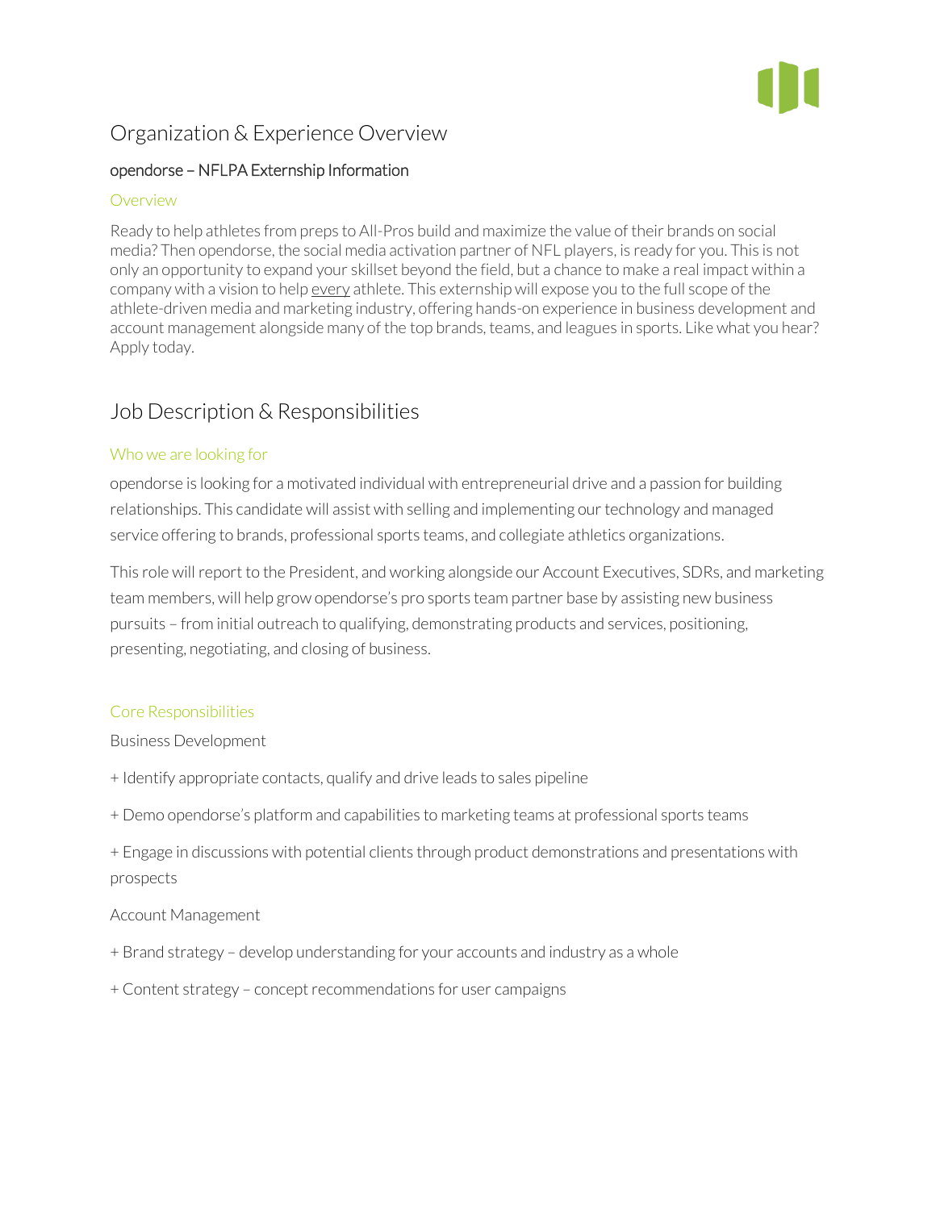# Organization & Experience Overview

## opendorse – NFLPA Externship Information

### Overview

Ready to help athletes from preps to All-Pros build and maximize the value of their brands on social media? Then opendorse, the social media activation partner of NFL players, is ready for you. This is not only an opportunity to expand your skillset beyond the field, but a chance to make a real impact within a company with a vision to help every athlete. This externship will expose you to the full scope of the athlete-driven media and marketing industry, offering hands-on experience in business development and account management alongside many of the top brands, teams, and leagues in sports. Like what you hear? Apply today.

# Job Description & Responsibilities

### Who we are looking for

opendorse is looking for a motivated individual with entrepreneurial drive and a passion for building relationships. This candidate will assist with selling and implementing our technology and managed service offering to brands, professional sports teams, and collegiate athletics organizations.

This role will report to the President, and working alongside our Account Executives, SDRs, and marketing team members, will help grow opendorse's pro sports team partner base by assisting new business pursuits – from initial outreach to qualifying, demonstrating products and services, positioning, presenting, negotiating, and closing of business.

### Core Responsibilities

Business Development

+ Identify appropriate contacts, qualify and drive leads to sales pipeline

+ Demo opendorse's platform and capabilities to marketing teams at professional sports teams

+ Engage in discussions with potential clients through product demonstrations and presentations with prospects

Account Management

+ Brand strategy – develop understanding for your accounts and industry as a whole

+ Content strategy – concept recommendations for user campaigns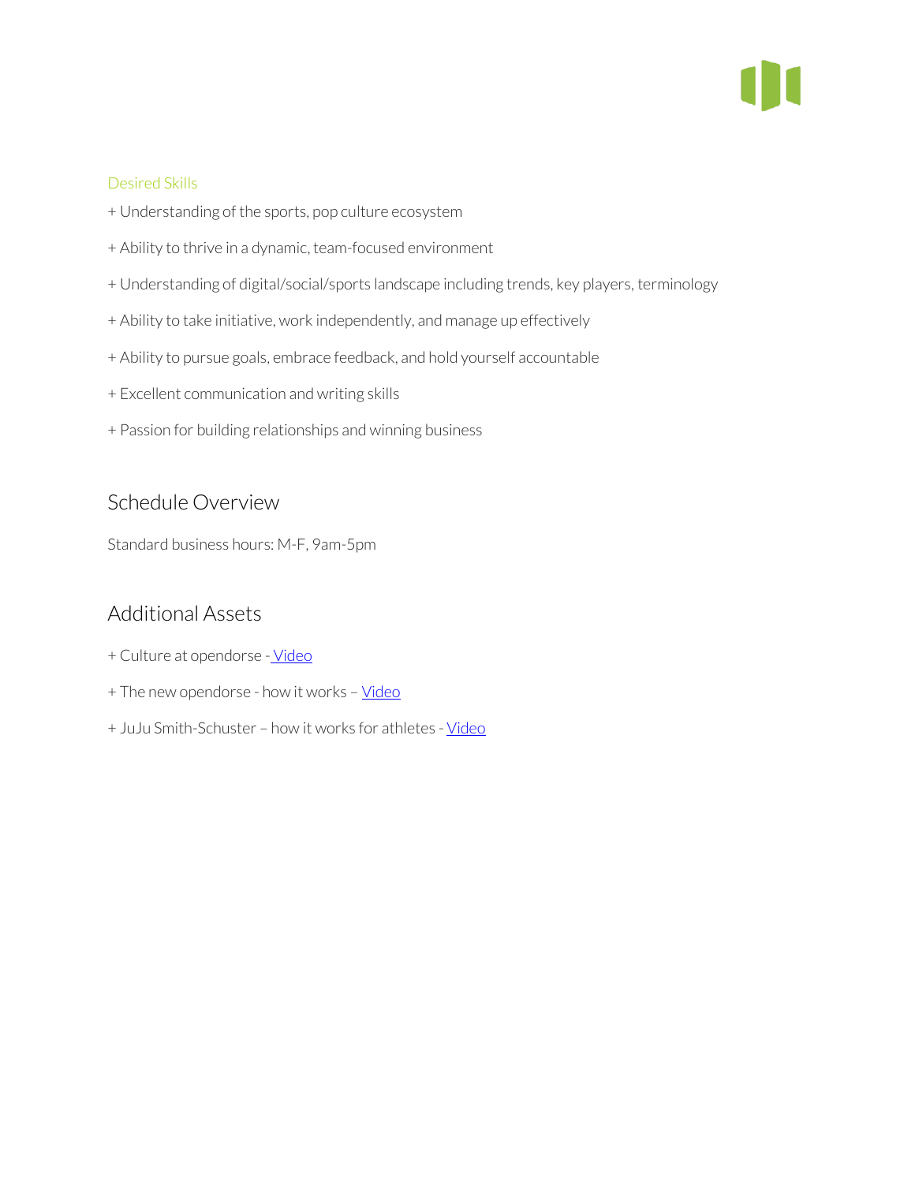### Desired Skills

+ Understanding of the sports, pop culture ecosystem

+ Ability to thrive in a dynamic, team-focused environment

+ Understanding of digital/social/sports landscape including trends, key players, terminology

+ Ability to take initiative, work independently, and manage up effectively

+ Ability to pursue goals, embrace feedback, and hold yourself accountable

+ Excellent communication and writing skills

+ Passion for building relationships and winning business

## Schedule Overview

Standard business hours: M-F, 9am-5pm

## Additional Assets

+ Culture at opendorse - Video

+ The new opendorse - how it works – Video

+ JuJu Smith-Schuster – how it works for athletes - Video